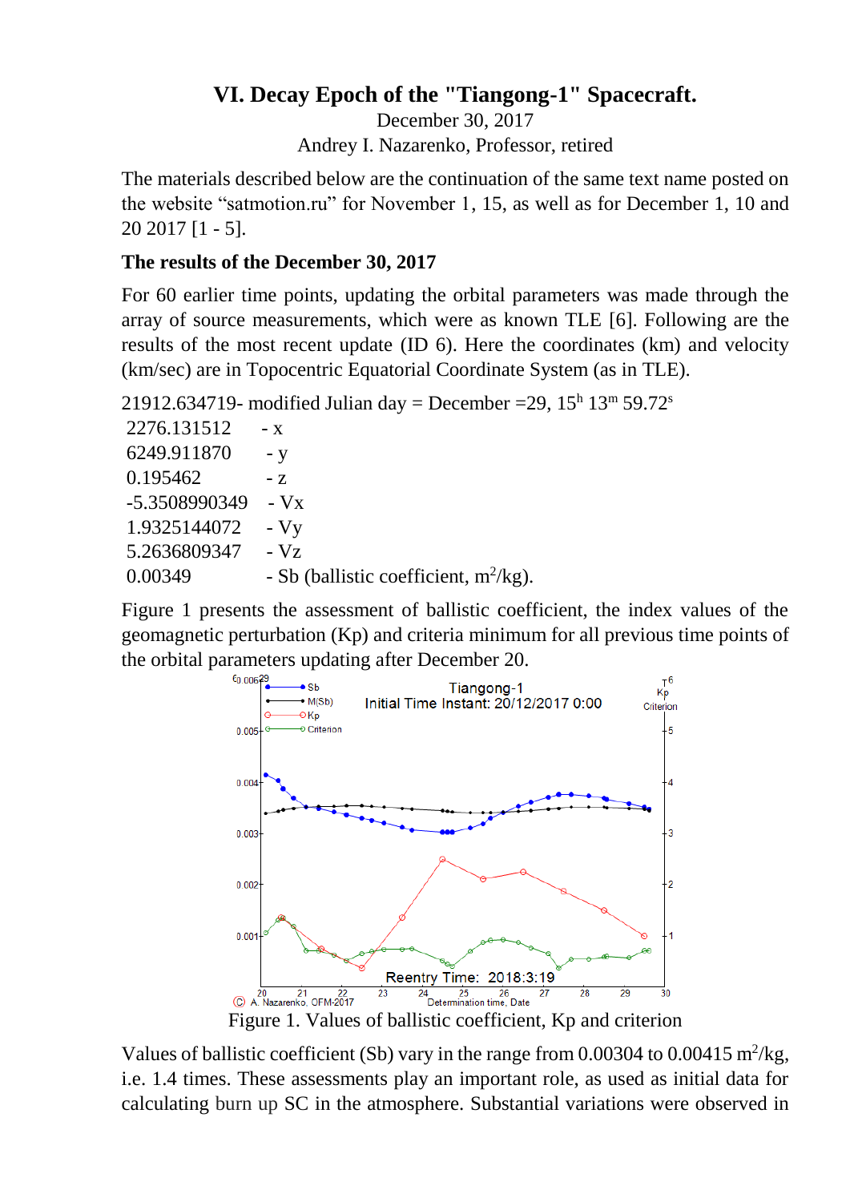# VI. Decay Epoch of the "Tiangong-1" Spacecraft.

December 30, 2017

Andrey I. Nazarenko, Professor, retired

The materials described below are the continuation of the same text name posted on the website "satmotion.ru" for November 1, 15, as well as for December 1, 10 and 20 2017 [1 - 5].

**The results of the December 30, 2017**

For 60 earlier time points, updating the orbital parameters was made through the array of source measurements, which were as known TLE [6]. Following are the results of the most recent update (ID 6). Here the coordinates (km) and velocity (km/sec) are in Topocentric Equatorial Coordinate System (as in TLE).

21912.634719- modified Julian day = December =29, $15^h\ 13^m\ 59.72^s$

2276.131512 - x
6249.911870 - y
0.195462 - z
-5.3508990349 - Vx
1.9325144072 - Vy
5.2636809347 - Vz
0.00349 - Sb (ballistic coefficient, $m^2/kg$).

Figure 1 presents the assessment of ballistic coefficient, the index values of the geomagnetic perturbation (Kp) and criteria minimum for all previous time points of the orbital parameters updating after December 20.

Figure 1. Values of ballistic coefficient, Kp and criterion

Values of ballistic coefficient (Sb) vary in the range from 0.00304 to 0.00415 $m^2/kg$, i.e. 1.4 times. These assessments play an important role, as used as initial data for calculating burn up SC in the atmosphere. Substantial variations were observed in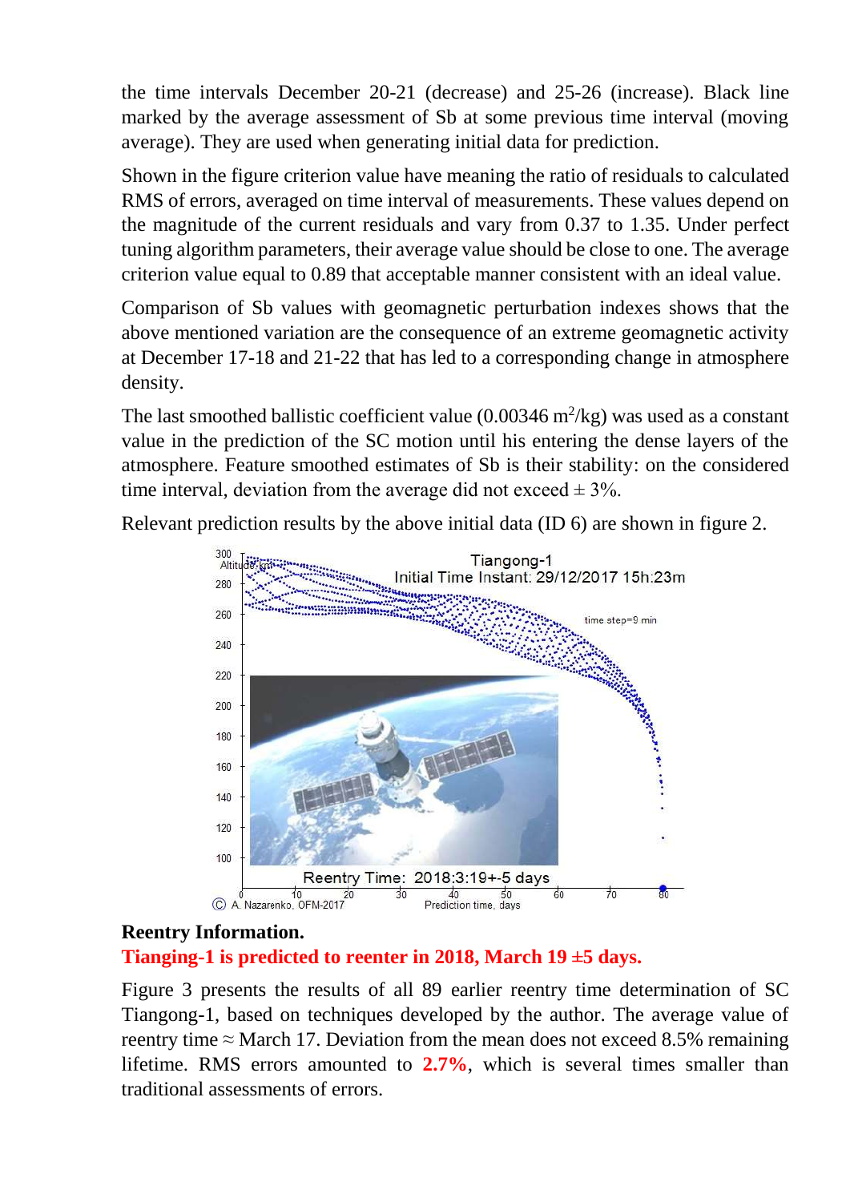the time intervals December 20-21 (decrease) and 25-26 (increase). Black line marked by the average assessment of Sb at some previous time interval (moving average). They are used when generating initial data for prediction.

Shown in the figure criterion value have meaning the ratio of residuals to calculated RMS of errors, averaged on time interval of measurements. These values depend on the magnitude of the current residuals and vary from 0.37 to 1.35. Under perfect tuning algorithm parameters, their average value should be close to one. The average criterion value equal to 0.89 that acceptable manner consistent with an ideal value.

Comparison of Sb values with geomagnetic perturbation indexes shows that the above mentioned variation are the consequence of an extreme geomagnetic activity at December 17-18 and 21-22 that has led to a corresponding change in atmosphere density.

The last smoothed ballistic coefficient value (0.00346 $m^2/kg$) was used as a constant value in the prediction of the SC motion until his entering the dense layers of the atmosphere. Feature smoothed estimates of Sb is their stability: on the considered time interval, deviation from the average did not exceed $\pm$ 3%.

Relevant prediction results by the above initial data (ID 6) are shown in figure 2.

**Reentry Information.**

**Tianging-1 is predicted to reenter in 2018, March 19 ±5 days.**

Figure 3 presents the results of all 89 earlier reentry time determination of SC Tiangong-1, based on techniques developed by the author. The average value of reentry time ≈ March 17. Deviation from the mean does not exceed 8.5% remaining lifetime. RMS errors amounted to **2.7%**, which is several times smaller than traditional assessments of errors.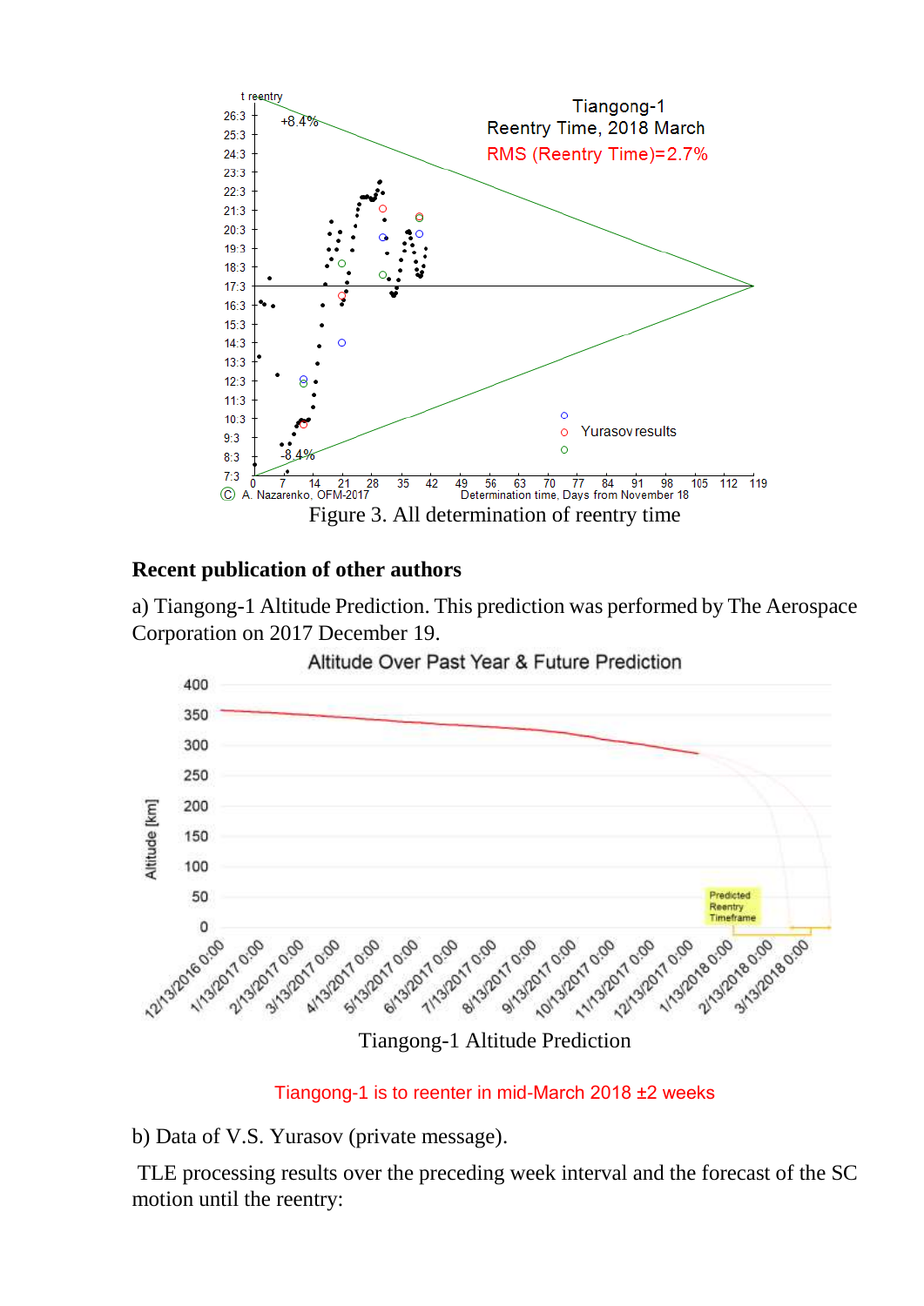Figure 3. All determination of reentry time

## Recent publication of other authors

a) Tiangong-1 Altitude Prediction. This prediction was performed by The Aerospace Corporation on 2017 December 19.

Tiangong-1 Altitude Prediction

Tiangong-1 is to reenter in mid-March 2018 ±2 weeks

b) Data of V.S. Yurasov (private message).

TLE processing results over the preceding week interval and the forecast of the SC motion until the reentry: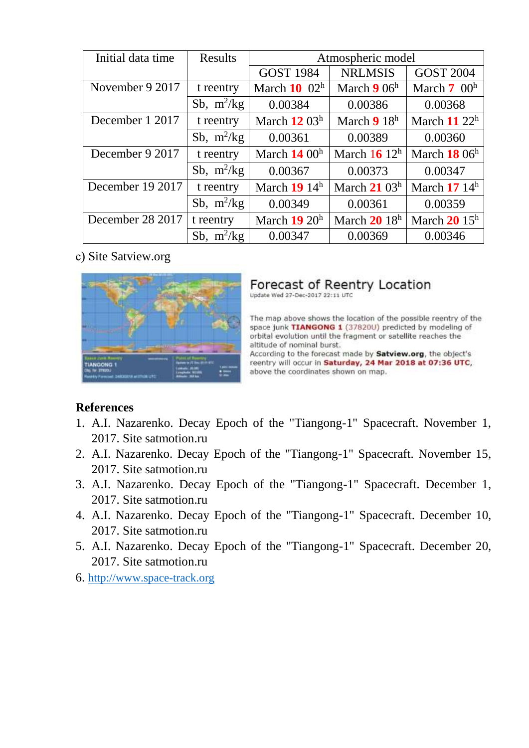| Initial data time | Results | Atmospheric model | | |
|---|---|---|---|---|
| | | GOST 1984 | NRLMSIS | GOST 2004 |
| November 9 2017 | t reentry | March **10** 02$^h$ | March **9** 06$^h$ | March **7** 00$^h$ |
| | Sb, m$^2$/kg | 0.00384 | 0.00386 | 0.00368 |
| December 1 2017 | t reentry | March **12** 03$^h$ | March **9** 18$^h$ | March **11** 22$^h$ |
| | Sb, m$^2$/kg | 0.00361 | 0.00389 | 0.00360 |
| December 9 2017 | t reentry | March **14** 00$^h$ | March 16 12$^h$ | March **18** 06$^h$ |
| | Sb, m$^2$/kg | 0.00367 | 0.00373 | 0.00347 |
| December 19 2017 | t reentry | March **19** 14$^h$ | March **21** 03$^h$ | March **17** 14$^h$ |
| | Sb, m$^2$/kg | 0.00349 | 0.00361 | 0.00359 |
| December 28 2017 | t reentry | March **19** 20$^h$ | March **20** 18$^h$ | March **20** 15$^h$ |
| | Sb, m$^2$/kg | 0.00347 | 0.00369 | 0.00346 |

c) Site Satview.org

## Forecast of Reentry Location

Update Wed 27-Dec-2017 22:11 UTC

The map above shows the location of the possible reentry of the space junk **TIANGONG 1** (37820U) predicted by modeling of orbital evolution until the fragment or satellite reaches the altitude of nominal burst.
According to the forecast made by **Satview.org**, the object's reentry will occur in **Saturday, 24 Mar 2018 at 07:36 UTC**, above the coordinates shown on map.

## References

1. A.I. Nazarenko. Decay Epoch of the "Tiangong-1" Spacecraft. November 1, 2017. Site satmotion.ru
2. A.I. Nazarenko. Decay Epoch of the "Tiangong-1" Spacecraft. November 15, 2017. Site satmotion.ru
3. A.I. Nazarenko. Decay Epoch of the "Tiangong-1" Spacecraft. December 1, 2017. Site satmotion.ru
4. A.I. Nazarenko. Decay Epoch of the "Tiangong-1" Spacecraft. December 10, 2017. Site satmotion.ru
5. A.I. Nazarenko. Decay Epoch of the "Tiangong-1" Spacecraft. December 20, 2017. Site satmotion.ru
6. http://www.space-track.org